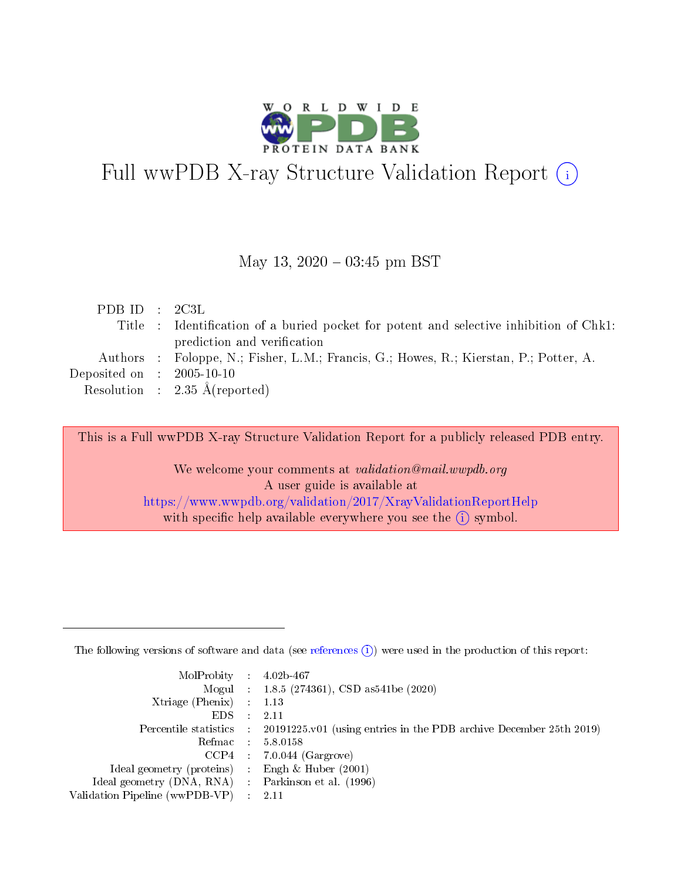# Full wwPDB X-ray Structure Validation Report (i)

May 13, 2020 – 03:45 pm BST

| | | |
|---|---|---|
| PDB ID | : | 2C3L |
| Title | : | Identification of a buried pocket for potent and selective inhibition of Chk1: prediction and verification |
| Authors | : | Foloppe, N.; Fisher, L.M.; Francis, G.; Howes, R.; Kierstan, P.; Potter, A. |
| Deposited on | : | 2005-10-10 |
| Resolution | : | 2.35 Å(reported) |

This is a Full wwPDB X-ray Structure Validation Report for a publicly released PDB entry.

We welcome your comments at *validation@mail.wwpdb.org*
A user guide is available at
https://www.wwpdb.org/validation/2017/XrayValidationReportHelp
with specific help available everywhere you see the (i) symbol.

---

The following versions of software and data (see references (i)) were used in the production of this report:

| | | |
|---|---|---|
| MolProbity | : | 4.02b-467 |
| Mogul | : | 1.8.5 (274361), CSD as541be (2020) |
| Xtriage (Phenix) | : | 1.13 |
| EDS | : | 2.11 |
| Percentile statistics | : | 20191225.v01 (using entries in the PDB archive December 25th 2019) |
| Refmac | : | 5.8.0158 |
| CCP4 | : | 7.0.044 (Gargrove) |
| Ideal geometry (proteins) | : | Engh & Huber (2001) |
| Ideal geometry (DNA, RNA) | : | Parkinson et al. (1996) |
| Validation Pipeline (wwPDB-VP) | : | 2.11 |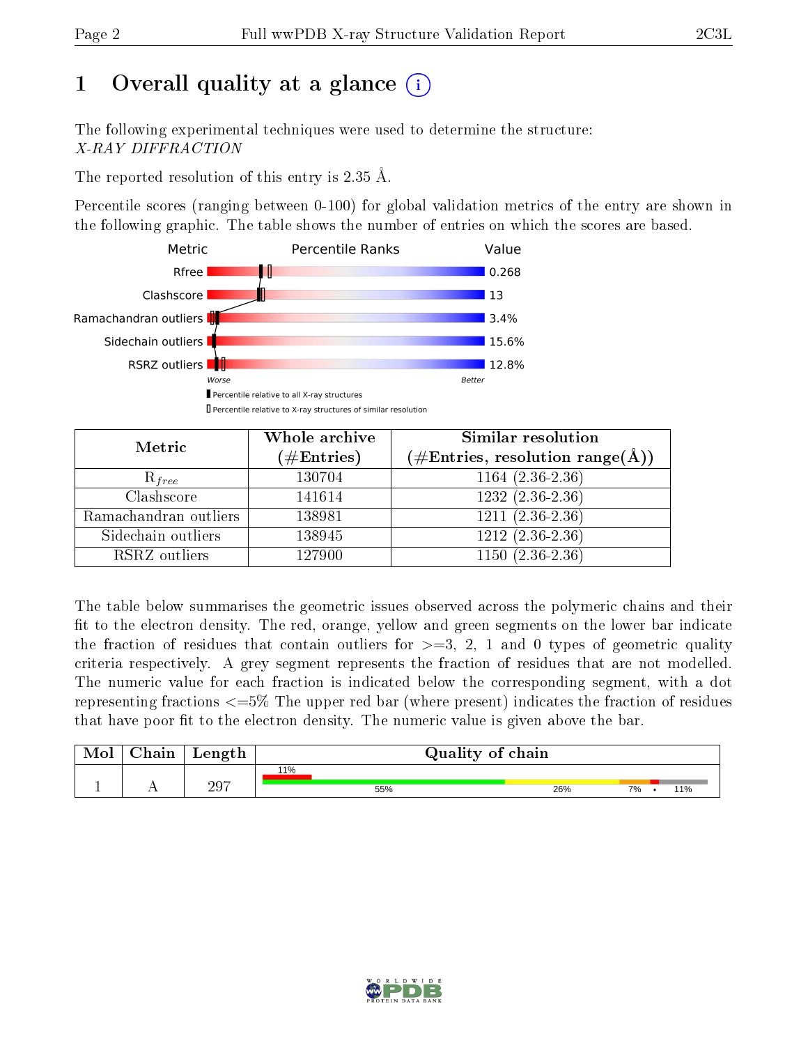# 1 Overall quality at a glance (i)

The following experimental techniques were used to determine the structure:
*X-RAY DIFFRACTION*

The reported resolution of this entry is 2.35 Å.

Percentile scores (ranging between 0-100) for global validation metrics of the entry are shown in the following graphic. The table shows the number of entries on which the scores are based.

| Metric | Value |
|---|---|
| Rfree | 0.268 |
| Clashscore | 13 |
| Ramachandran outliers | 3.4% |
| Sidechain outliers | 15.6% |
| RSRZ outliers | 12.8% |

Worse — Better

▮ Percentile relative to all X-ray structures
▯ Percentile relative to X-ray structures of similar resolution

| Metric | Whole archive (#Entries) | Similar resolution (#Entries, resolution range(Å)) |
|---|---|---|
| $R_{free}$ | 130704 | 1164 (2.36-2.36) |
| Clashscore | 141614 | 1232 (2.36-2.36) |
| Ramachandran outliers | 138981 | 1211 (2.36-2.36) |
| Sidechain outliers | 138945 | 1212 (2.36-2.36) |
| RSRZ outliers | 127900 | 1150 (2.36-2.36) |

The table below summarises the geometric issues observed across the polymeric chains and their fit to the electron density. The red, orange, yellow and green segments on the lower bar indicate the fraction of residues that contain outliers for >=3, 2, 1 and 0 types of geometric quality criteria respectively. A grey segment represents the fraction of residues that are not modelled. The numeric value for each fraction is indicated below the corresponding segment, with a dot representing fractions <=5% The upper red bar (where present) indicates the fraction of residues that have poor fit to the electron density. The numeric value is given above the bar.

| Mol | Chain | Length | Quality of chain |
|---|---|---|---|
| 1 | A | 297 | 11% (poor fit); 55%, 26%, 7%, •, 11% |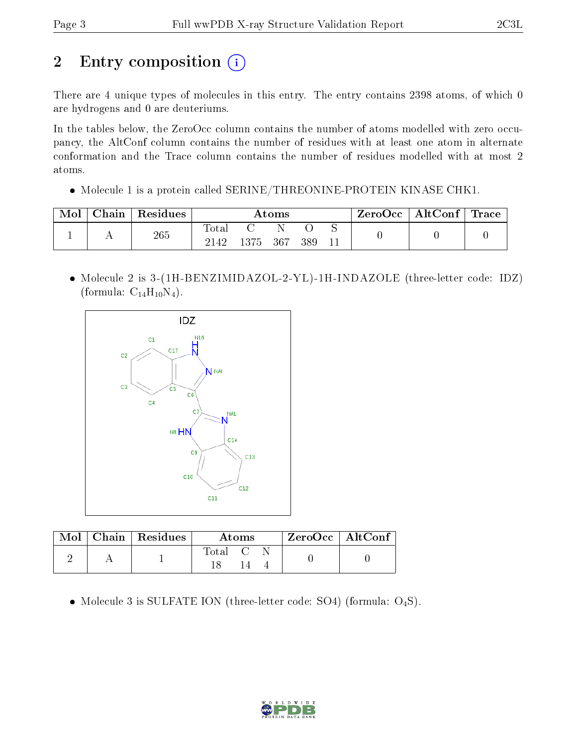# 2 Entry composition

There are 4 unique types of molecules in this entry. The entry contains 2398 atoms, of which 0 are hydrogens and 0 are deuteriums.

In the tables below, the ZeroOcc column contains the number of atoms modelled with zero occupancy, the AltConf column contains the number of residues with at least one atom in alternate conformation and the Trace column contains the number of residues modelled with at most 2 atoms.

- Molecule 1 is a protein called SERINE/THREONINE-PROTEIN KINASE CHK1.

| Mol | Chain | Residues | Atoms | | | | | ZeroOcc | AltConf | Trace |
|---|---|---|---|---|---|---|---|---|---|---|
| 1 | A | 265 | Total | C | N | O | S | 0 | 0 | 0 |
| | | | 2142 | 1375 | 367 | 389 | 11 | | | |

- Molecule 2 is 3-(1H-BENZIMIDAZOL-2-YL)-1H-INDAZOLE (three-letter code: IDZ) (formula: $C_{14}H_{10}N_4$).

| Mol | Chain | Residues | Atoms | | | ZeroOcc | AltConf |
|---|---|---|---|---|---|---|---|
| 2 | A | 1 | Total | C | N | 0 | 0 |
| | | | 18 | 14 | 4 | | |

- Molecule 3 is SULFATE ION (three-letter code: SO4) (formula: $O_4S$).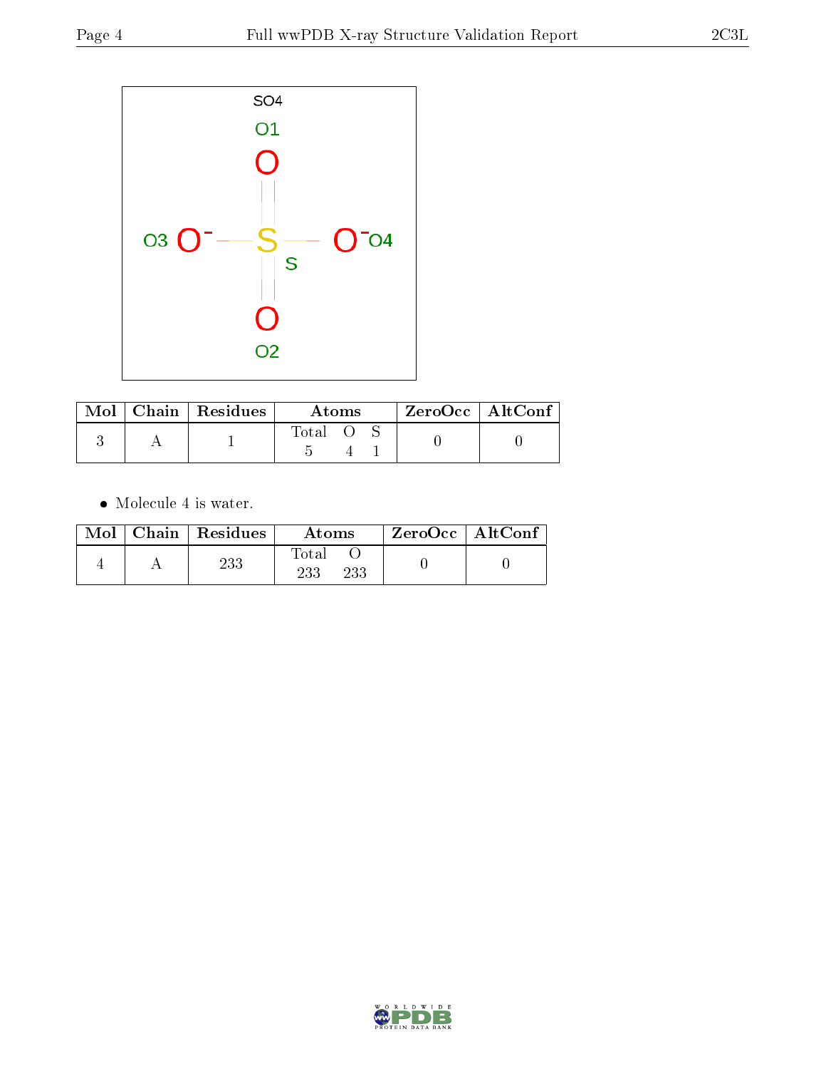SO4

O1

O3 O⁻ — S — O⁻ O4

S

O2

| Mol | Chain | Residues | Atoms | | | ZeroOcc | AltConf |
|---|---|---|---|---|---|---|---|
| | | | Total | O | S | | |
| 3 | A | 1 | 5 | 4 | 1 | 0 | 0 |

- Molecule 4 is water.

| Mol | Chain | Residues | Atoms | | ZeroOcc | AltConf |
|---|---|---|---|---|---|---|
| | | | Total | O | | |
| 4 | A | 233 | 233 | 233 | 0 | 0 |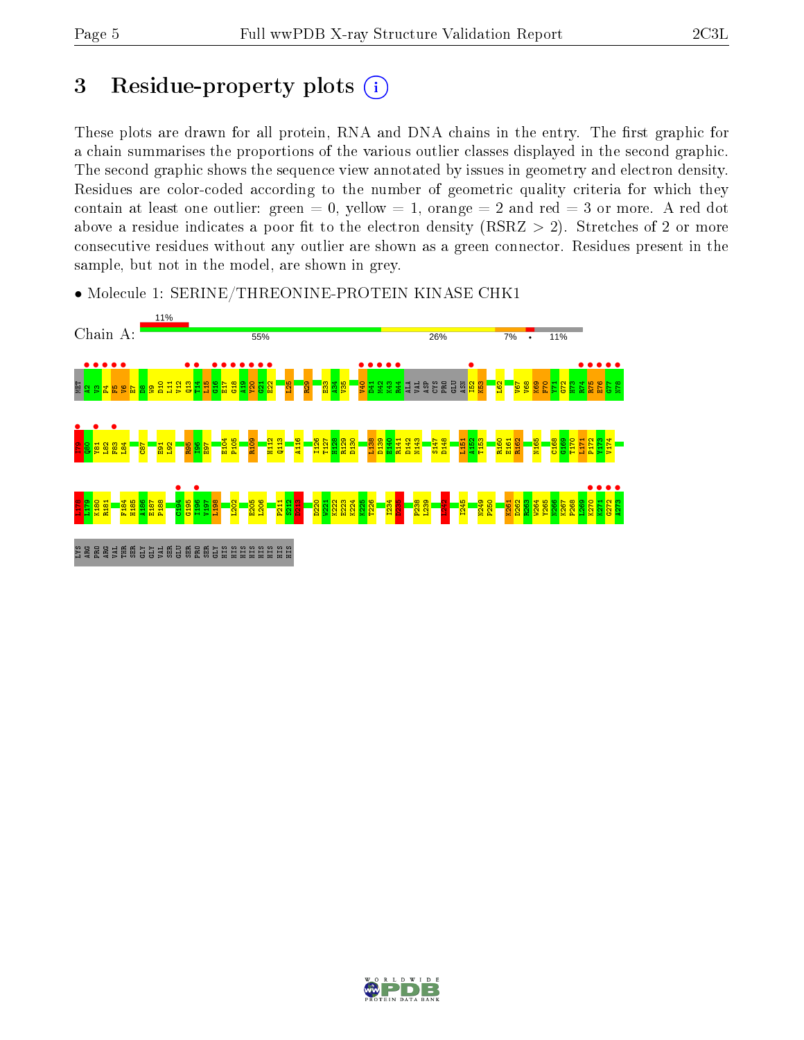# 3 Residue-property plots

These plots are drawn for all protein, RNA and DNA chains in the entry. The first graphic for a chain summarises the proportions of the various outlier classes displayed in the second graphic. The second graphic shows the sequence view annotated by issues in geometry and electron density. Residues are color-coded according to the number of geometric quality criteria for which they contain at least one outlier: green = 0, yellow = 1, orange = 2 and red = 3 or more. A red dot above a residue indicates a poor fit to the electron density (RSRZ > 2). Stretches of 2 or more consecutive residues without any outlier are shown as a green connector. Residues present in the sample, but not in the model, are shown in grey.

- Molecule 1: SERINE/THREONINE-PROTEIN KINASE CHK1

Chain A: 11% | 55% | 26% | 7% | • | 11%

MET A2 V3 P4 F5 V6 E7 D8 W9 D10 L11 V12 Q13 T14 L15 G16 E17 G18 A19 Y20 G21 E22 L25 R29 E33 A34 V35 V40 D41 M42 K43 R44 ALA VAL ASP CYS PRO GLU ASN I52 K53 L62 V67 V68 K69 F70 Y71 G72 H73 R74 R75 E76 G77 N78 I79 Q80 Y81 L82 F83 L84 C87 E91 L92 R95 I96 E97 E104 P105 R109 H112 Q113 A116 I126 T127 H128 R129 D130 L138 D139 E140 R141 D142 N143 S147 D148 L151 A152 T153 R160 E161 R162 N165 C168 G169 T170 L171 P172 Y173 V174 L178 L179 K180 R181 F184 H185 A186 E187 P188 C194 G195 I196 V197 L198 L202 E205 L206 P211 S212 D213 D220 W221 K222 E223 K224 K225 T226 I234 L236 P238 L239 L242 I245 N249 P250 K261 D262 K263 W264 Y265 N266 K267 P268 L269 K270 K271 G272 A273 LYS ARG PRO ARG VAL THR SER GLY GLY VAL SER GLU SER PRO SER GLY HIS HIS HIS HIS HIS HIS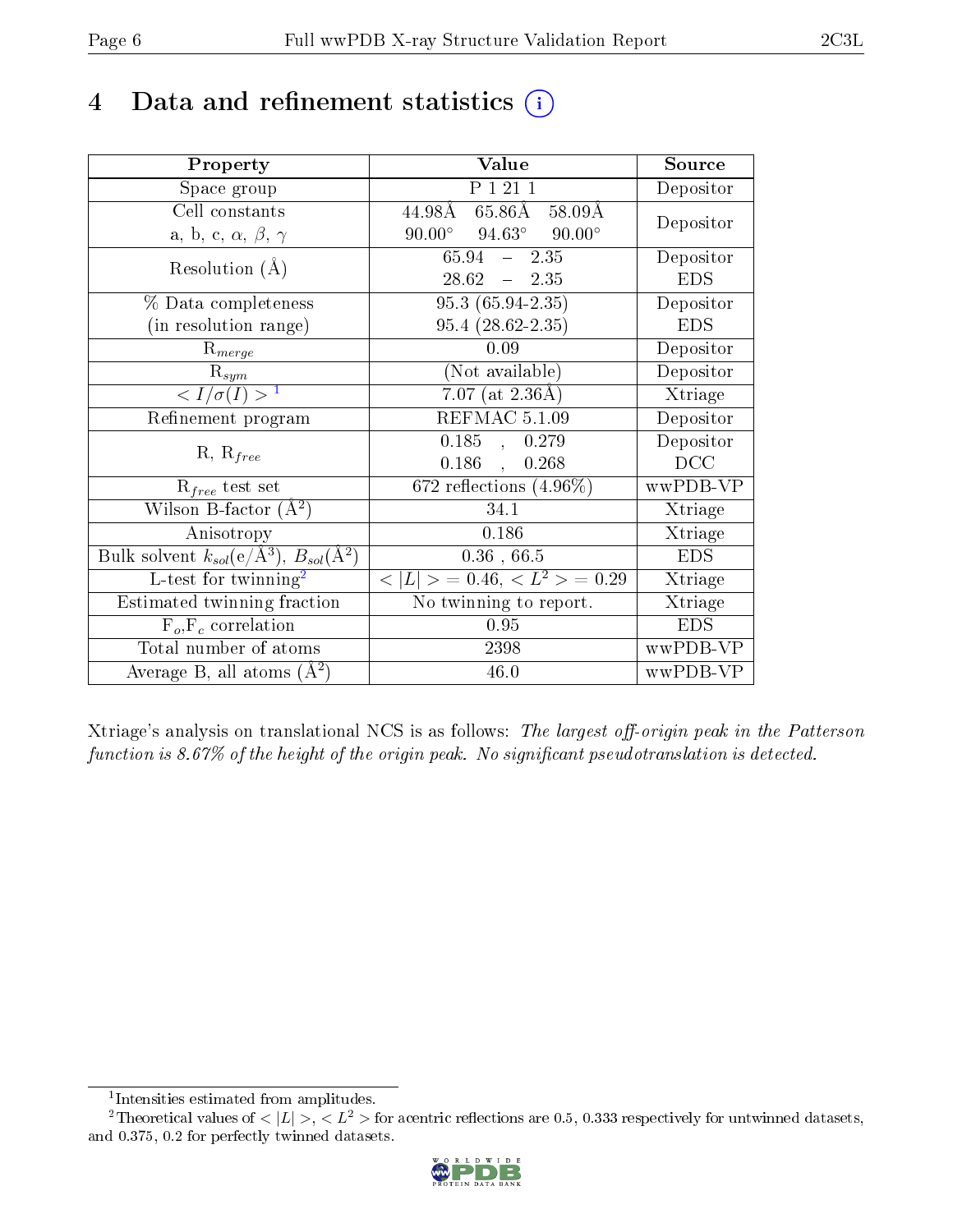# 4 Data and refinement statistics (i)

| Property | Value | Source |
|---|---|---|
| Space group | P 1 21 1 | Depositor |
| Cell constants<br>a, b, c, $\alpha$, $\beta$, $\gamma$ | 44.98Å 65.86Å 58.09Å<br>90.00° 94.63° 90.00° | Depositor |
| Resolution (Å) | 65.94 – 2.35<br>28.62 – 2.35 | Depositor<br>EDS |
| % Data completeness<br>(in resolution range) | 95.3 (65.94-2.35)<br>95.4 (28.62-2.35) | Depositor<br>EDS |
| $R_{merge}$ | 0.09 | Depositor |
| $R_{sym}$ | (Not available) | Depositor |
| $< I/\sigma(I) >$ [1] | 7.07 (at 2.36Å) | Xtriage |
| Refinement program | REFMAC 5.1.09 | Depositor |
| R, $R_{free}$ | 0.185 , 0.279<br>0.186 , 0.268 | Depositor<br>DCC |
| $R_{free}$ test set | 672 reflections (4.96%) | wwPDB-VP |
| Wilson B-factor (Å$^2$) | 34.1 | Xtriage |
| Anisotropy | 0.186 | Xtriage |
| Bulk solvent $k_{sol}$(e/Å$^3$), $B_{sol}$(Å$^2$) | 0.36 , 66.5 | EDS |
| L-test for twinning[2] | $< \|L\| >$ = 0.46, $< L^2 >$ = 0.29 | Xtriage |
| Estimated twinning fraction | No twinning to report. | Xtriage |
| $F_o$,$F_c$ correlation | 0.95 | EDS |
| Total number of atoms | 2398 | wwPDB-VP |
| Average B, all atoms (Å$^2$) | 46.0 | wwPDB-VP |

Xtriage's analysis on translational NCS is as follows: *The largest off-origin peak in the Patterson function is 8.67% of the height of the origin peak. No significant pseudotranslation is detected.*

[1] Intensities estimated from amplitudes.

[2] Theoretical values of $< |L| >$, $< L^2 >$ for acentric reflections are 0.5, 0.333 respectively for untwinned datasets, and 0.375, 0.2 for perfectly twinned datasets.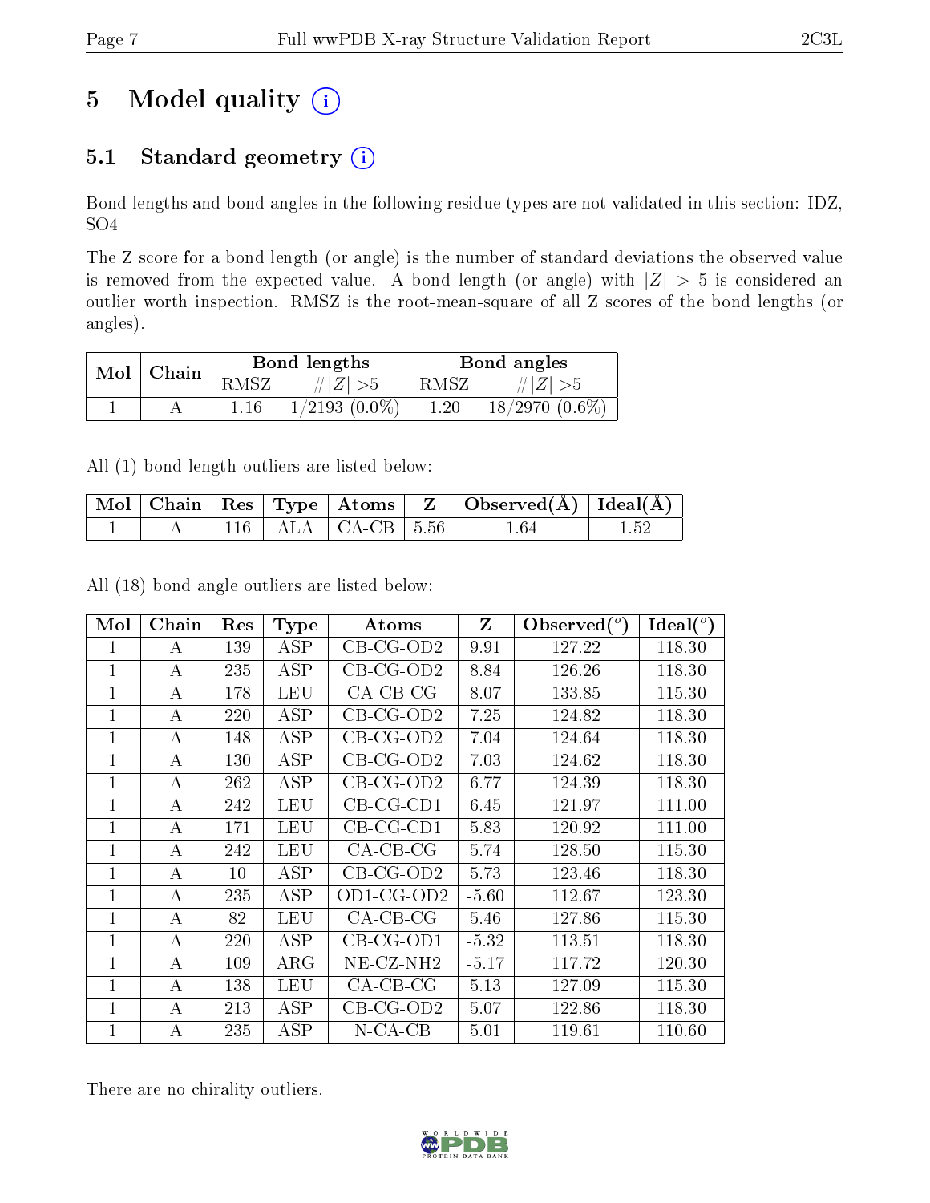# 5 Model quality

## 5.1 Standard geometry

Bond lengths and bond angles in the following residue types are not validated in this section: IDZ, SO4

The Z score for a bond length (or angle) is the number of standard deviations the observed value is removed from the expected value. A bond length (or angle) with $|Z| > 5$ is considered an outlier worth inspection. RMSZ is the root-mean-square of all Z scores of the bond lengths (or angles).

| Mol | Chain | Bond lengths | | Bond angles | |
|---|---|---|---|---|---|
| | | RMSZ | #$\|Z\|$ >5 | RMSZ | #$\|Z\|$ >5 |
| 1 | A | 1.16 | 1/2193 (0.0%) | 1.20 | 18/2970 (0.6%) |

All (1) bond length outliers are listed below:

| Mol | Chain | Res | Type | Atoms | Z | Observed(Å) | Ideal(Å) |
|---|---|---|---|---|---|---|---|
| 1 | A | 116 | ALA | CA-CB | 5.56 | 1.64 | 1.52 |

All (18) bond angle outliers are listed below:

| Mol | Chain | Res | Type | Atoms | Z | Observed(°) | Ideal(°) |
|---|---|---|---|---|---|---|---|
| 1 | A | 139 | ASP | CB-CG-OD2 | 9.91 | 127.22 | 118.30 |
| 1 | A | 235 | ASP | CB-CG-OD2 | 8.84 | 126.26 | 118.30 |
| 1 | A | 178 | LEU | CA-CB-CG | 8.07 | 133.85 | 115.30 |
| 1 | A | 220 | ASP | CB-CG-OD2 | 7.25 | 124.82 | 118.30 |
| 1 | A | 148 | ASP | CB-CG-OD2 | 7.04 | 124.64 | 118.30 |
| 1 | A | 130 | ASP | CB-CG-OD2 | 7.03 | 124.62 | 118.30 |
| 1 | A | 262 | ASP | CB-CG-OD2 | 6.77 | 124.39 | 118.30 |
| 1 | A | 242 | LEU | CB-CG-CD1 | 6.45 | 121.97 | 111.00 |
| 1 | A | 171 | LEU | CB-CG-CD1 | 5.83 | 120.92 | 111.00 |
| 1 | A | 242 | LEU | CA-CB-CG | 5.74 | 128.50 | 115.30 |
| 1 | A | 10 | ASP | CB-CG-OD2 | 5.73 | 123.46 | 118.30 |
| 1 | A | 235 | ASP | OD1-CG-OD2 | -5.60 | 112.67 | 123.30 |
| 1 | A | 82 | LEU | CA-CB-CG | 5.46 | 127.86 | 115.30 |
| 1 | A | 220 | ASP | CB-CG-OD1 | -5.32 | 113.51 | 118.30 |
| 1 | A | 109 | ARG | NE-CZ-NH2 | -5.17 | 117.72 | 120.30 |
| 1 | A | 138 | LEU | CA-CB-CG | 5.13 | 127.09 | 115.30 |
| 1 | A | 213 | ASP | CB-CG-OD2 | 5.07 | 122.86 | 118.30 |
| 1 | A | 235 | ASP | N-CA-CB | 5.01 | 119.61 | 110.60 |

There are no chirality outliers.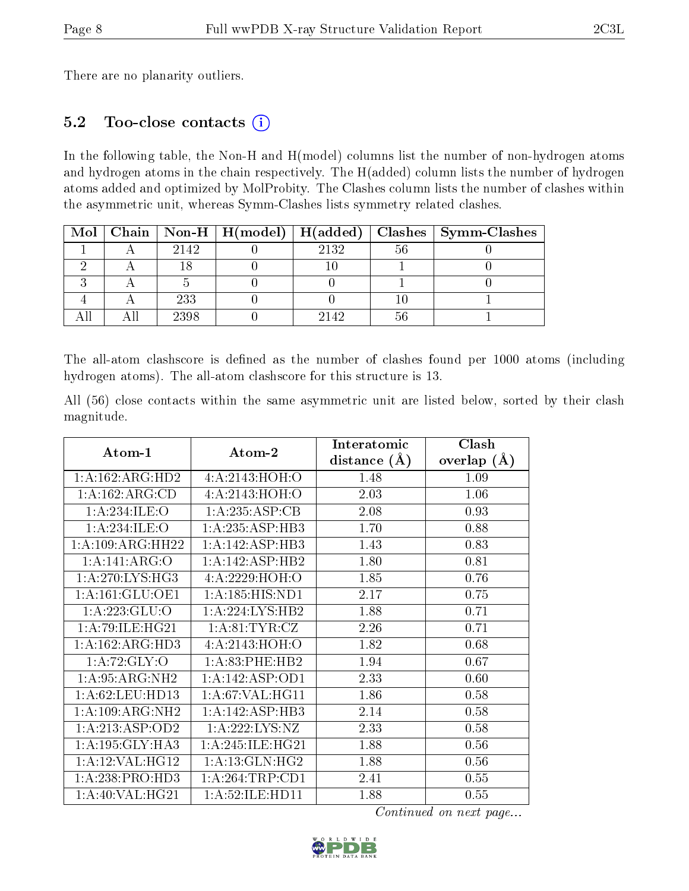There are no planarity outliers.

### 5.2 Too-close contacts

In the following table, the Non-H and H(model) columns list the number of non-hydrogen atoms and hydrogen atoms in the chain respectively. The H(added) column lists the number of hydrogen atoms added and optimized by MolProbity. The Clashes column lists the number of clashes within the asymmetric unit, whereas Symm-Clashes lists symmetry related clashes.

| Mol | Chain | Non-H | H(model) | H(added) | Clashes | Symm-Clashes |
|---|---|---|---|---|---|---|
| 1 | A | 2142 | 0 | 2132 | 56 | 0 |
| 2 | A | 18 | 0 | 10 | 1 | 0 |
| 3 | A | 5 | 0 | 0 | 1 | 0 |
| 4 | A | 233 | 0 | 0 | 10 | 1 |
| All | All | 2398 | 0 | 2142 | 56 | 1 |

The all-atom clashscore is defined as the number of clashes found per 1000 atoms (including hydrogen atoms). The all-atom clashscore for this structure is 13.

All (56) close contacts within the same asymmetric unit are listed below, sorted by their clash magnitude.

| Atom-1 | Atom-2 | Interatomic distance (Å) | Clash overlap (Å) |
|---|---|---|---|
| 1:A:162:ARG:HD2 | 4:A:2143:HOH:O | 1.48 | 1.09 |
| 1:A:162:ARG:CD | 4:A:2143:HOH:O | 2.03 | 1.06 |
| 1:A:234:ILE:O | 1:A:235:ASP:CB | 2.08 | 0.93 |
| 1:A:234:ILE:O | 1:A:235:ASP:HB3 | 1.70 | 0.88 |
| 1:A:109:ARG:HH22 | 1:A:142:ASP:HB3 | 1.43 | 0.83 |
| 1:A:141:ARG:O | 1:A:142:ASP:HB2 | 1.80 | 0.81 |
| 1:A:270:LYS:HG3 | 4:A:2229:HOH:O | 1.85 | 0.76 |
| 1:A:161:GLU:OE1 | 1:A:185:HIS:ND1 | 2.17 | 0.75 |
| 1:A:223:GLU:O | 1:A:224:LYS:HB2 | 1.88 | 0.71 |
| 1:A:79:ILE:HG21 | 1:A:81:TYR:CZ | 2.26 | 0.71 |
| 1:A:162:ARG:HD3 | 4:A:2143:HOH:O | 1.82 | 0.68 |
| 1:A:72:GLY:O | 1:A:83:PHE:HB2 | 1.94 | 0.67 |
| 1:A:95:ARG:NH2 | 1:A:142:ASP:OD1 | 2.33 | 0.60 |
| 1:A:62:LEU:HD13 | 1:A:67:VAL:HG11 | 1.86 | 0.58 |
| 1:A:109:ARG:NH2 | 1:A:142:ASP:HB3 | 2.14 | 0.58 |
| 1:A:213:ASP:OD2 | 1:A:222:LYS:NZ | 2.33 | 0.58 |
| 1:A:195:GLY:HA3 | 1:A:245:ILE:HG21 | 1.88 | 0.56 |
| 1:A:12:VAL:HG12 | 1:A:13:GLN:HG2 | 1.88 | 0.56 |
| 1:A:238:PRO:HD3 | 1:A:264:TRP:CD1 | 2.41 | 0.55 |
| 1:A:40:VAL:HG21 | 1:A:52:ILE:HD11 | 1.88 | 0.55 |

*Continued on next page...*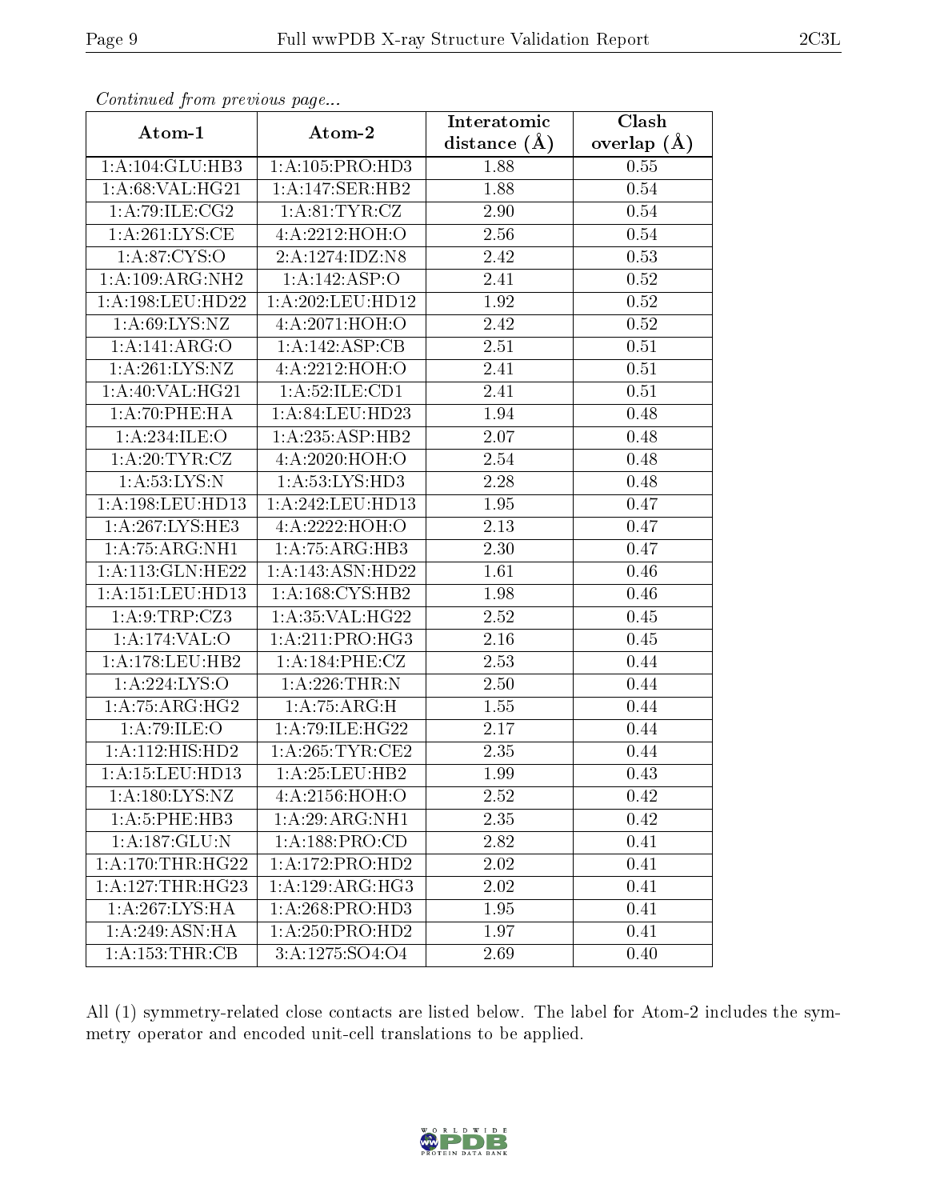*Continued from previous page...*

| Atom-1 | Atom-2 | Interatomic distance (Å) | Clash overlap (Å) |
|---|---|---|---|
| 1:A:104:GLU:HB3 | 1:A:105:PRO:HD3 | 1.88 | 0.55 |
| 1:A:68:VAL:HG21 | 1:A:147:SER:HB2 | 1.88 | 0.54 |
| 1:A:79:ILE:CG2 | 1:A:81:TYR:CZ | 2.90 | 0.54 |
| 1:A:261:LYS:CE | 4:A:2212:HOH:O | 2.56 | 0.54 |
| 1:A:87:CYS:O | 2:A:1274:IDZ:N8 | 2.42 | 0.53 |
| 1:A:109:ARG:NH2 | 1:A:142:ASP:O | 2.41 | 0.52 |
| 1:A:198:LEU:HD22 | 1:A:202:LEU:HD12 | 1.92 | 0.52 |
| 1:A:69:LYS:NZ | 4:A:2071:HOH:O | 2.42 | 0.52 |
| 1:A:141:ARG:O | 1:A:142:ASP:CB | 2.51 | 0.51 |
| 1:A:261:LYS:NZ | 4:A:2212:HOH:O | 2.41 | 0.51 |
| 1:A:40:VAL:HG21 | 1:A:52:ILE:CD1 | 2.41 | 0.51 |
| 1:A:70:PHE:HA | 1:A:84:LEU:HD23 | 1.94 | 0.48 |
| 1:A:234:ILE:O | 1:A:235:ASP:HB2 | 2.07 | 0.48 |
| 1:A:20:TYR:CZ | 4:A:2020:HOH:O | 2.54 | 0.48 |
| 1:A:53:LYS:N | 1:A:53:LYS:HD3 | 2.28 | 0.48 |
| 1:A:198:LEU:HD13 | 1:A:242:LEU:HD13 | 1.95 | 0.47 |
| 1:A:267:LYS:HE3 | 4:A:2222:HOH:O | 2.13 | 0.47 |
| 1:A:75:ARG:NH1 | 1:A:75:ARG:HB3 | 2.30 | 0.47 |
| 1:A:113:GLN:HE22 | 1:A:143:ASN:HD22 | 1.61 | 0.46 |
| 1:A:151:LEU:HD13 | 1:A:168:CYS:HB2 | 1.98 | 0.46 |
| 1:A:9:TRP:CZ3 | 1:A:35:VAL:HG22 | 2.52 | 0.45 |
| 1:A:174:VAL:O | 1:A:211:PRO:HG3 | 2.16 | 0.45 |
| 1:A:178:LEU:HB2 | 1:A:184:PHE:CZ | 2.53 | 0.44 |
| 1:A:224:LYS:O | 1:A:226:THR:N | 2.50 | 0.44 |
| 1:A:75:ARG:HG2 | 1:A:75:ARG:H | 1.55 | 0.44 |
| 1:A:79:ILE:O | 1:A:79:ILE:HG22 | 2.17 | 0.44 |
| 1:A:112:HIS:HD2 | 1:A:265:TYR:CE2 | 2.35 | 0.44 |
| 1:A:15:LEU:HD13 | 1:A:25:LEU:HB2 | 1.99 | 0.43 |
| 1:A:180:LYS:NZ | 4:A:2156:HOH:O | 2.52 | 0.42 |
| 1:A:5:PHE:HB3 | 1:A:29:ARG:NH1 | 2.35 | 0.42 |
| 1:A:187:GLU:N | 1:A:188:PRO:CD | 2.82 | 0.41 |
| 1:A:170:THR:HG22 | 1:A:172:PRO:HD2 | 2.02 | 0.41 |
| 1:A:127:THR:HG23 | 1:A:129:ARG:HG3 | 2.02 | 0.41 |
| 1:A:267:LYS:HA | 1:A:268:PRO:HD3 | 1.95 | 0.41 |
| 1:A:249:ASN:HA | 1:A:250:PRO:HD2 | 1.97 | 0.41 |
| 1:A:153:THR:CB | 3:A:1275:SO4:O4 | 2.69 | 0.40 |

All (1) symmetry-related close contacts are listed below. The label for Atom-2 includes the symmetry operator and encoded unit-cell translations to be applied.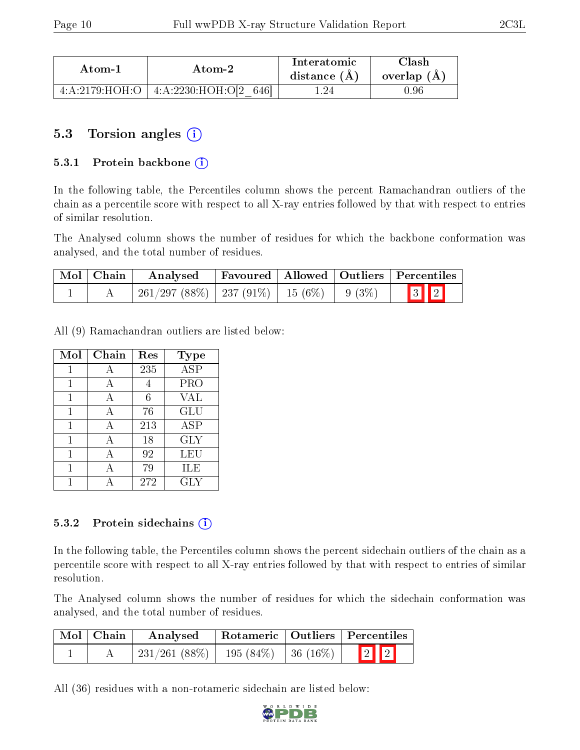| Atom-1 | Atom-2 | Interatomic distance (Å) | Clash overlap (Å) |
|---|---|---|---|
| 4:A:2179:HOH:O | 4:A:2230:HOH:O[2_646] | 1.24 | 0.96 |

## 5.3 Torsion angles

### 5.3.1 Protein backbone

In the following table, the Percentiles column shows the percent Ramachandran outliers of the chain as a percentile score with respect to all X-ray entries followed by that with respect to entries of similar resolution.

The Analysed column shows the number of residues for which the backbone conformation was analysed, and the total number of residues.

| Mol | Chain | Analysed | Favoured | Allowed | Outliers | Percentiles | |
|---|---|---|---|---|---|---|---|
| 1 | A | 261/297 (88%) | 237 (91%) | 15 (6%) | 9 (3%) | 3 | 2 |

All (9) Ramachandran outliers are listed below:

| Mol | Chain | Res | Type |
|---|---|---|---|
| 1 | A | 235 | ASP |
| 1 | A | 4 | PRO |
| 1 | A | 6 | VAL |
| 1 | A | 76 | GLU |
| 1 | A | 213 | ASP |
| 1 | A | 18 | GLY |
| 1 | A | 92 | LEU |
| 1 | A | 79 | ILE |
| 1 | A | 272 | GLY |

### 5.3.2 Protein sidechains

In the following table, the Percentiles column shows the percent sidechain outliers of the chain as a percentile score with respect to all X-ray entries followed by that with respect to entries of similar resolution.

The Analysed column shows the number of residues for which the sidechain conformation was analysed, and the total number of residues.

| Mol | Chain | Analysed | Rotameric | Outliers | Percentiles | |
|---|---|---|---|---|---|---|
| 1 | A | 231/261 (88%) | 195 (84%) | 36 (16%) | 2 | 2 |

All (36) residues with a non-rotameric sidechain are listed below: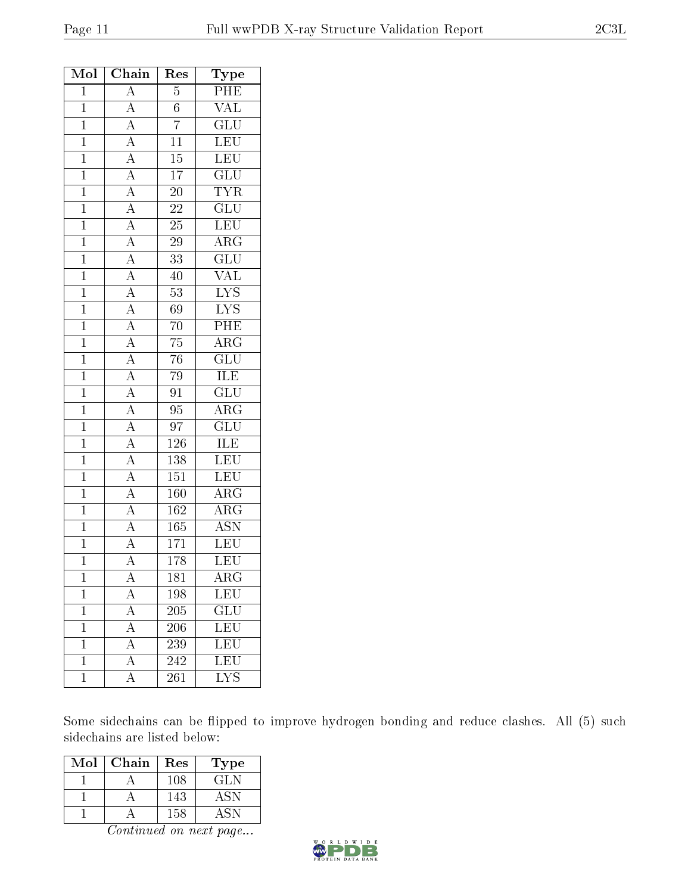| Mol | Chain | Res | Type |
|---|---|---|---|
| 1 | A | 5 | PHE |
| 1 | A | 6 | VAL |
| 1 | A | 7 | GLU |
| 1 | A | 11 | LEU |
| 1 | A | 15 | LEU |
| 1 | A | 17 | GLU |
| 1 | A | 20 | TYR |
| 1 | A | 22 | GLU |
| 1 | A | 25 | LEU |
| 1 | A | 29 | ARG |
| 1 | A | 33 | GLU |
| 1 | A | 40 | VAL |
| 1 | A | 53 | LYS |
| 1 | A | 69 | LYS |
| 1 | A | 70 | PHE |
| 1 | A | 75 | ARG |
| 1 | A | 76 | GLU |
| 1 | A | 79 | ILE |
| 1 | A | 91 | GLU |
| 1 | A | 95 | ARG |
| 1 | A | 97 | GLU |
| 1 | A | 126 | ILE |
| 1 | A | 138 | LEU |
| 1 | A | 151 | LEU |
| 1 | A | 160 | ARG |
| 1 | A | 162 | ARG |
| 1 | A | 165 | ASN |
| 1 | A | 171 | LEU |
| 1 | A | 178 | LEU |
| 1 | A | 181 | ARG |
| 1 | A | 198 | LEU |
| 1 | A | 205 | GLU |
| 1 | A | 206 | LEU |
| 1 | A | 239 | LEU |
| 1 | A | 242 | LEU |
| 1 | A | 261 | LYS |

Some sidechains can be flipped to improve hydrogen bonding and reduce clashes. All (5) such sidechains are listed below:

| Mol | Chain | Res | Type |
|---|---|---|---|
| 1 | A | 108 | GLN |
| 1 | A | 143 | ASN |
| 1 | A | 158 | ASN |

*Continued on next page...*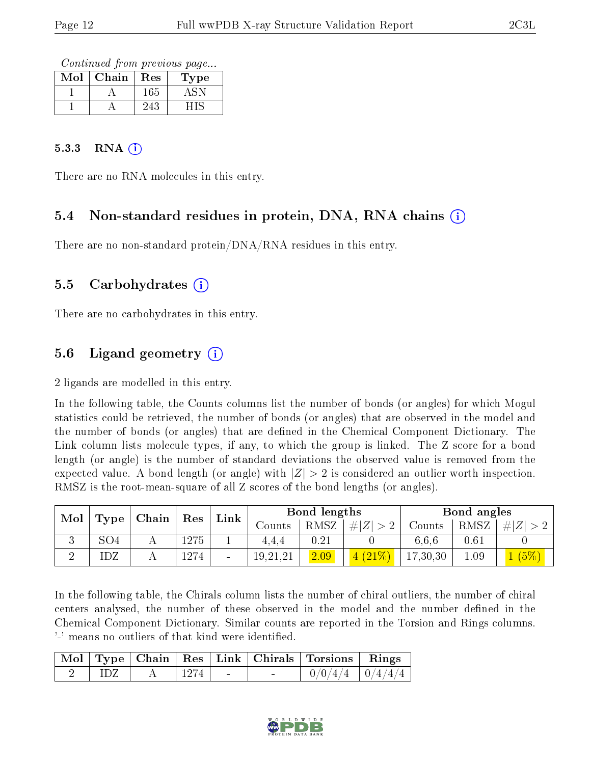*Continued from previous page...*

| Mol | Chain | Res | Type |
|---|---|---|---|
| 1 | A | 165 | ASN |
| 1 | A | 243 | HIS |

### 5.3.3 RNA (i)

There are no RNA molecules in this entry.

## 5.4 Non-standard residues in protein, DNA, RNA chains (i)

There are no non-standard protein/DNA/RNA residues in this entry.

## 5.5 Carbohydrates (i)

There are no carbohydrates in this entry.

## 5.6 Ligand geometry (i)

2 ligands are modelled in this entry.

In the following table, the Counts columns list the number of bonds (or angles) for which Mogul statistics could be retrieved, the number of bonds (or angles) that are observed in the model and the number of bonds (or angles) that are defined in the Chemical Component Dictionary. The Link column lists molecule types, if any, to which the group is linked. The Z score for a bond length (or angle) is the number of standard deviations the observed value is removed from the expected value. A bond length (or angle) with $|Z| > 2$ is considered an outlier worth inspection. RMSZ is the root-mean-square of all Z scores of the bond lengths (or angles).

| Mol | Type | Chain | Res | Link | Bond lengths | | | Bond angles | | |
|---|---|---|---|---|---|---|---|---|---|---|
| | | | | | Counts | RMSZ | $\#\|Z\| > 2$ | Counts | RMSZ | $\#\|Z\| > 2$ |
| 3 | SO4 | A | 1275 | 1 | 4,4,4 | 0.21 | 0 | 6,6,6 | 0.61 | 0 |
| 2 | IDZ | A | 1274 | - | 19,21,21 | 2.09 | 4 (21%) | 17,30,30 | 1.09 | 1 (5%) |

In the following table, the Chirals column lists the number of chiral outliers, the number of chiral centers analysed, the number of these observed in the model and the number defined in the Chemical Component Dictionary. Similar counts are reported in the Torsion and Rings columns. '-' means no outliers of that kind were identified.

| Mol | Type | Chain | Res | Link | Chirals | Torsions | Rings |
|---|---|---|---|---|---|---|---|
| 2 | IDZ | A | 1274 | - | - | 0/0/4/4 | 0/4/4/4 |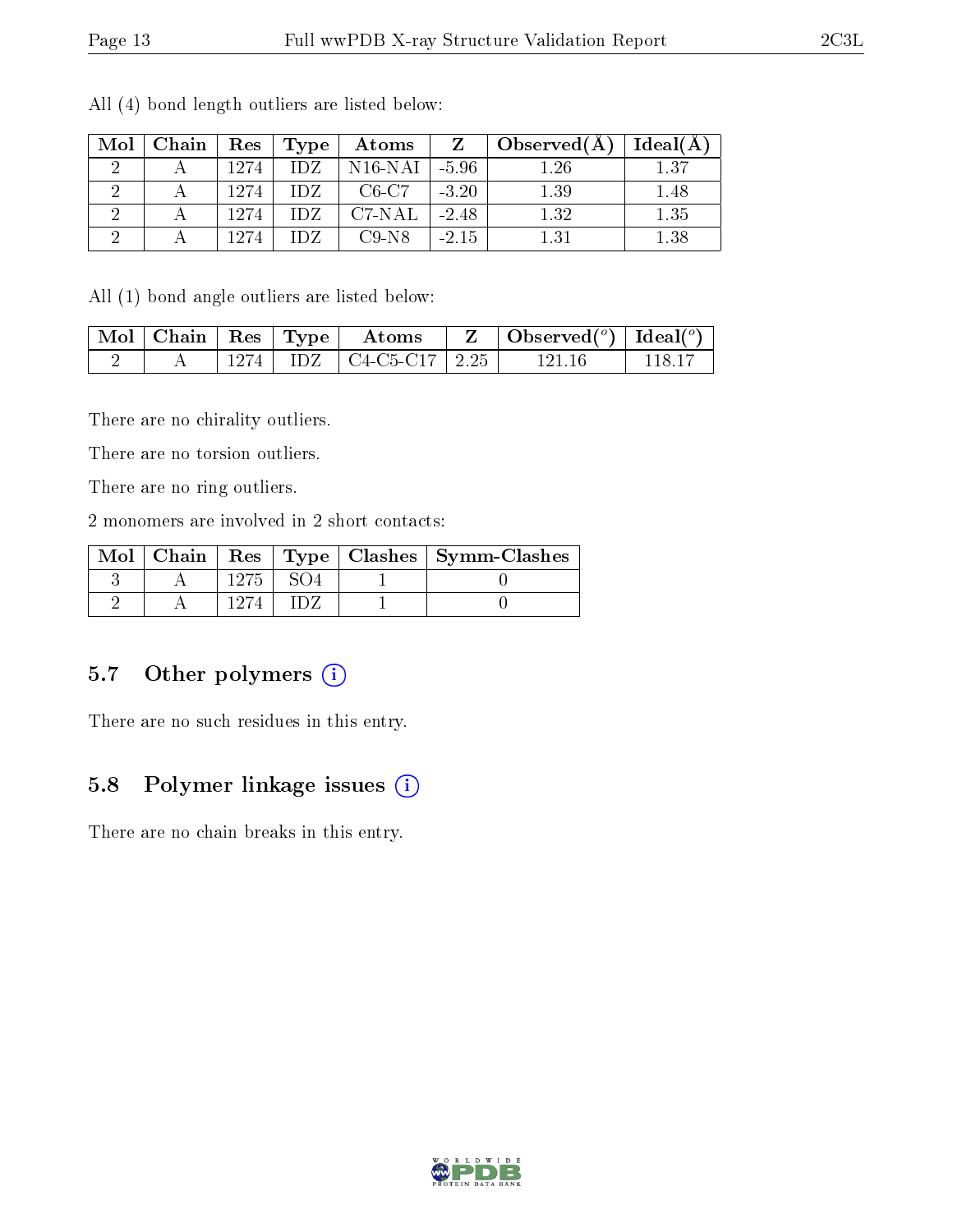All (4) bond length outliers are listed below:

| Mol | Chain | Res | Type | Atoms | Z | Observed(Å) | Ideal(Å) |
|---|---|---|---|---|---|---|---|
| 2 | A | 1274 | IDZ | N16-NAI | -5.96 | 1.26 | 1.37 |
| 2 | A | 1274 | IDZ | C6-C7 | -3.20 | 1.39 | 1.48 |
| 2 | A | 1274 | IDZ | C7-NAL | -2.48 | 1.32 | 1.35 |
| 2 | A | 1274 | IDZ | C9-N8 | -2.15 | 1.31 | 1.38 |

All (1) bond angle outliers are listed below:

| Mol | Chain | Res | Type | Atoms | Z | Observed($^o$) | Ideal($^o$) |
|---|---|---|---|---|---|---|---|
| 2 | A | 1274 | IDZ | C4-C5-C17 | 2.25 | 121.16 | 118.17 |

There are no chirality outliers.

There are no torsion outliers.

There are no ring outliers.

2 monomers are involved in 2 short contacts:

| Mol | Chain | Res | Type | Clashes | Symm-Clashes |
|---|---|---|---|---|---|
| 3 | A | 1275 | SO4 | 1 | 0 |
| 2 | A | 1274 | IDZ | 1 | 0 |

## 5.7 Other polymers

There are no such residues in this entry.

## 5.8 Polymer linkage issues

There are no chain breaks in this entry.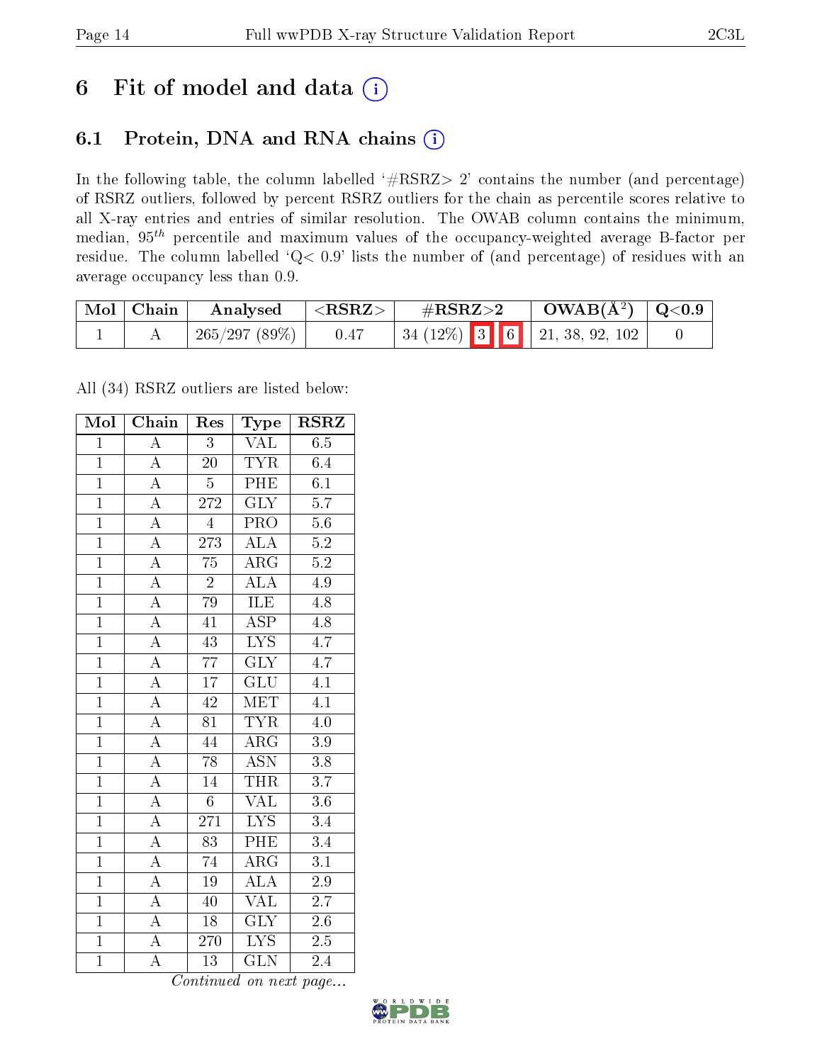# 6 Fit of model and data (i)

## 6.1 Protein, DNA and RNA chains (i)

In the following table, the column labelled '#RSRZ> 2' contains the number (and percentage) of RSRZ outliers, followed by percent RSRZ outliers for the chain as percentile scores relative to all X-ray entries and entries of similar resolution. The OWAB column contains the minimum, median, $95^{th}$ percentile and maximum values of the occupancy-weighted average B-factor per residue. The column labelled 'Q< 0.9' lists the number of (and percentage) of residues with an average occupancy less than 0.9.

| Mol | Chain | Analysed | <RSRZ> | #RSRZ>2 | OWAB(Å$^2$) | Q<0.9 |
|---|---|---|---|---|---|---|
| 1 | A | 265/297 (89%) | 0.47 | 34 (12%) 3 6 | 21, 38, 92, 102 | 0 |

All (34) RSRZ outliers are listed below:

| Mol | Chain | Res | Type | RSRZ |
|---|---|---|---|---|
| 1 | A | 3 | VAL | 6.5 |
| 1 | A | 20 | TYR | 6.4 |
| 1 | A | 5 | PHE | 6.1 |
| 1 | A | 272 | GLY | 5.7 |
| 1 | A | 4 | PRO | 5.6 |
| 1 | A | 273 | ALA | 5.2 |
| 1 | A | 75 | ARG | 5.2 |
| 1 | A | 2 | ALA | 4.9 |
| 1 | A | 79 | ILE | 4.8 |
| 1 | A | 41 | ASP | 4.8 |
| 1 | A | 43 | LYS | 4.7 |
| 1 | A | 77 | GLY | 4.7 |
| 1 | A | 17 | GLU | 4.1 |
| 1 | A | 42 | MET | 4.1 |
| 1 | A | 81 | TYR | 4.0 |
| 1 | A | 44 | ARG | 3.9 |
| 1 | A | 78 | ASN | 3.8 |
| 1 | A | 14 | THR | 3.7 |
| 1 | A | 6 | VAL | 3.6 |
| 1 | A | 271 | LYS | 3.4 |
| 1 | A | 83 | PHE | 3.4 |
| 1 | A | 74 | ARG | 3.1 |
| 1 | A | 19 | ALA | 2.9 |
| 1 | A | 40 | VAL | 2.7 |
| 1 | A | 18 | GLY | 2.6 |
| 1 | A | 270 | LYS | 2.5 |
| 1 | A | 13 | GLN | 2.4 |

*Continued on next page...*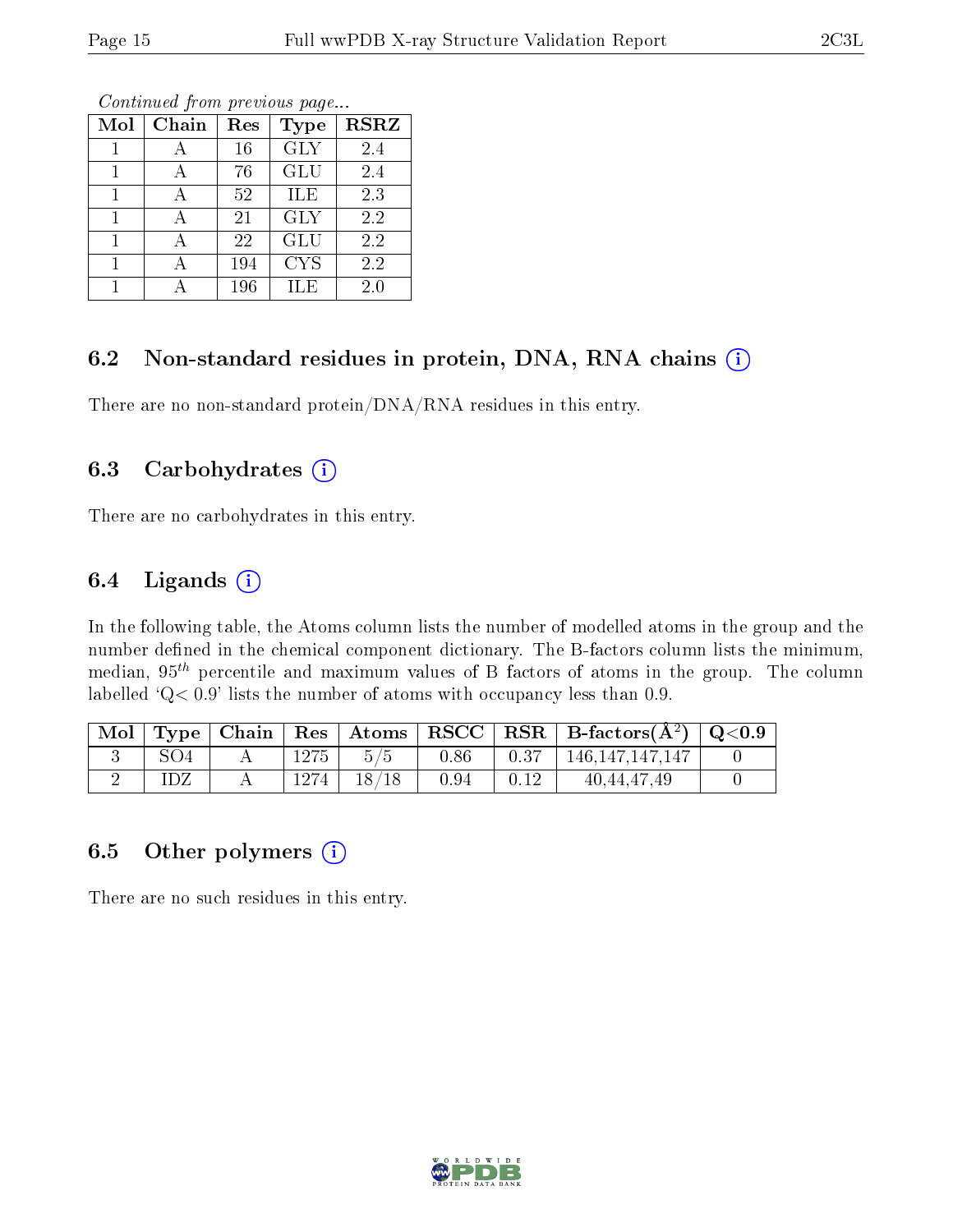*Continued from previous page...*

| Mol | Chain | Res | Type | RSRZ |
|---|---|---|---|---|
| 1 | A | 16 | GLY | 2.4 |
| 1 | A | 76 | GLU | 2.4 |
| 1 | A | 52 | ILE | 2.3 |
| 1 | A | 21 | GLY | 2.2 |
| 1 | A | 22 | GLU | 2.2 |
| 1 | A | 194 | CYS | 2.2 |
| 1 | A | 196 | ILE | 2.0 |

### 6.2 Non-standard residues in protein, DNA, RNA chains (i)

There are no non-standard protein/DNA/RNA residues in this entry.

### 6.3 Carbohydrates (i)

There are no carbohydrates in this entry.

### 6.4 Ligands (i)

In the following table, the Atoms column lists the number of modelled atoms in the group and the number defined in the chemical component dictionary. The B-factors column lists the minimum, median, $95^{th}$ percentile and maximum values of B factors of atoms in the group. The column labelled 'Q< 0.9' lists the number of atoms with occupancy less than 0.9.

| Mol | Type | Chain | Res | Atoms | RSCC | RSR | B-factors($\AA^2$) | Q<0.9 |
|---|---|---|---|---|---|---|---|---|
| 3 | SO4 | A | 1275 | 5/5 | 0.86 | 0.37 | 146,147,147,147 | 0 |
| 2 | IDZ | A | 1274 | 18/18 | 0.94 | 0.12 | 40,44,47,49 | 0 |

### 6.5 Other polymers (i)

There are no such residues in this entry.